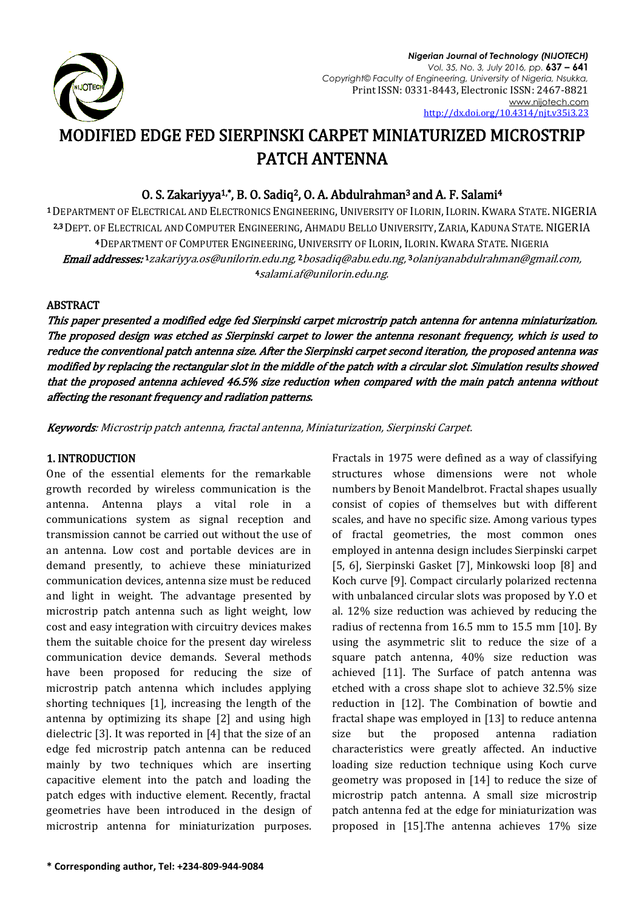# MODIFIED EDGE FED SIERPINSKI CARPET MINIATURIZED MICROSTRIP PATCH ANTENNA

**O. S. Zakariyya[1,*], B. O. Sadiq[2], O. A. Abdulrahman[3] and A. F. Salami[4]**

[1] Department of Electrical and Electronics Engineering, University of Ilorin, Ilorin. Kwara State. Nigeria
[2,3] Dept. of Electrical and Computer Engineering, Ahmadu Bello University, Zaria, Kaduna State. Nigeria
[4] Department of Computer Engineering, University of Ilorin, Ilorin. Kwara State. Nigeria

***Email addresses:*** [1]*zakariyya.os@unilorin.edu.ng,* [2]*bosadiq@abu.edu.ng,* [3]*olaniyanabdulrahman@gmail.com,* [4]*salami.af@unilorin.edu.ng.*

## ABSTRACT

*This paper presented a modified edge fed Sierpinski carpet microstrip patch antenna for antenna miniaturization. The proposed design was etched as Sierpinski carpet to lower the antenna resonant frequency, which is used to reduce the conventional patch antenna size. After the Sierpinski carpet second iteration, the proposed antenna was modified by replacing the rectangular slot in the middle of the patch with a circular slot. Simulation results showed that the proposed antenna achieved 46.5% size reduction when compared with the main patch antenna without affecting the resonant frequency and radiation patterns.*

***Keywords****: Microstrip patch antenna, fractal antenna, Miniaturization, Sierpinski Carpet.*

## 1. INTRODUCTION

One of the essential elements for the remarkable growth recorded by wireless communication is the antenna. Antenna plays a vital role in a communications system as signal reception and transmission cannot be carried out without the use of an antenna. Low cost and portable devices are in demand presently, to achieve these miniaturized communication devices, antenna size must be reduced and light in weight. The advantage presented by microstrip patch antenna such as light weight, low cost and easy integration with circuitry devices makes them the suitable choice for the present day wireless communication device demands. Several methods have been proposed for reducing the size of microstrip patch antenna which includes applying shorting techniques [1], increasing the length of the antenna by optimizing its shape [2] and using high dielectric [3]. It was reported in [4] that the size of an edge fed microstrip patch antenna can be reduced mainly by two techniques which are inserting capacitive element into the patch and loading the patch edges with inductive element. Recently, fractal geometries have been introduced in the design of microstrip antenna for miniaturization purposes. Fractals in 1975 were defined as a way of classifying structures whose dimensions were not whole numbers by Benoit Mandelbrot. Fractal shapes usually consist of copies of themselves but with different scales, and have no specific size. Among various types of fractal geometries, the most common ones employed in antenna design includes Sierpinski carpet [5, 6], Sierpinski Gasket [7], Minkowski loop [8] and Koch curve [9]. Compact circularly polarized rectenna with unbalanced circular slots was proposed by Y.O et al. 12% size reduction was achieved by reducing the radius of rectenna from 16.5 mm to 15.5 mm [10]. By using the asymmetric slit to reduce the size of a square patch antenna, 40% size reduction was achieved [11]. The Surface of patch antenna was etched with a cross shape slot to achieve 32.5% size reduction in [12]. The Combination of bowtie and fractal shape was employed in [13] to reduce antenna size but the proposed antenna radiation characteristics were greatly affected. An inductive loading size reduction technique using Koch curve geometry was proposed in [14] to reduce the size of microstrip patch antenna. A small size microstrip patch antenna fed at the edge for miniaturization was proposed in [15].The antenna achieves 17% size

**\* Corresponding author, Tel: +234-809-944-9084**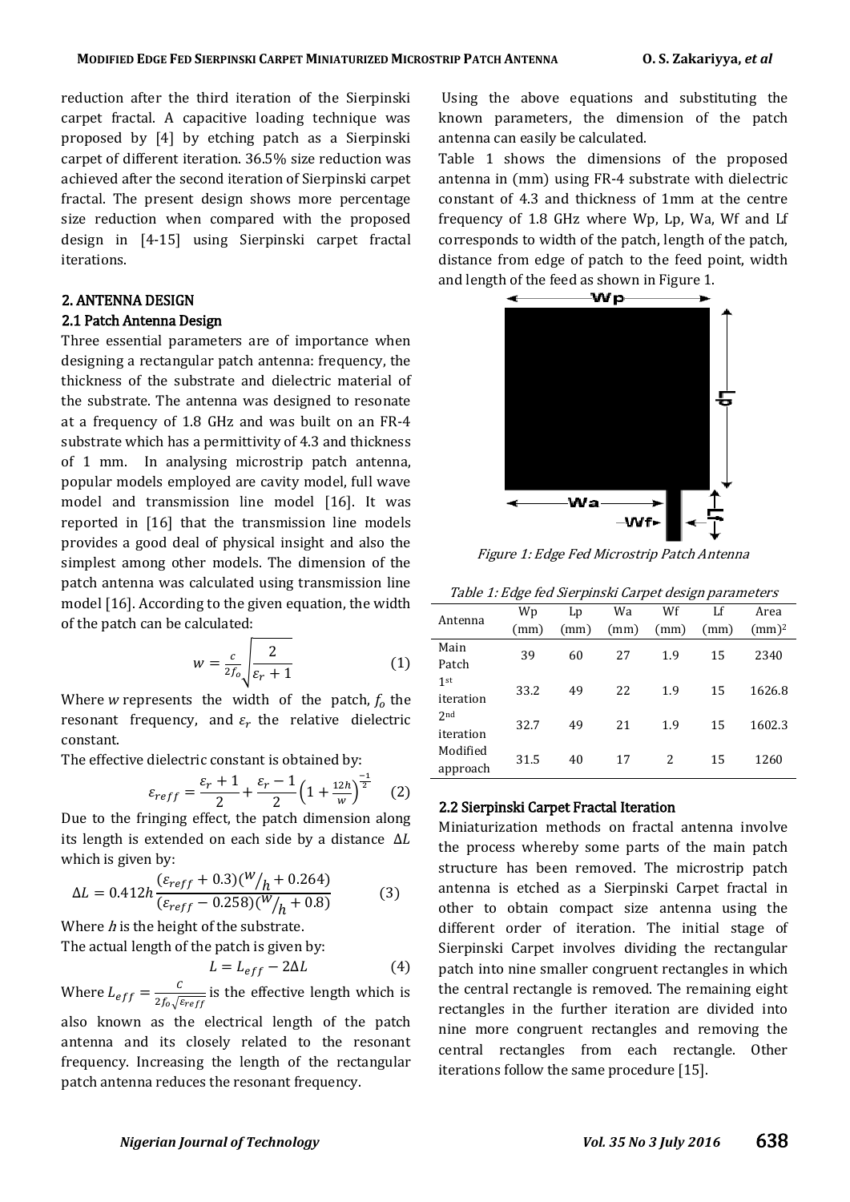reduction after the third iteration of the Sierpinski carpet fractal. A capacitive loading technique was proposed by [4] by etching patch as a Sierpinski carpet of different iteration. 36.5% size reduction was achieved after the second iteration of Sierpinski carpet fractal. The present design shows more percentage size reduction when compared with the proposed design in [4-15] using Sierpinski carpet fractal iterations.

## 2. ANTENNA DESIGN

### 2.1 Patch Antenna Design

Three essential parameters are of importance when designing a rectangular patch antenna: frequency, the thickness of the substrate and dielectric material of the substrate. The antenna was designed to resonate at a frequency of 1.8 GHz and was built on an FR-4 substrate which has a permittivity of 4.3 and thickness of 1 mm. In analysing microstrip patch antenna, popular models employed are cavity model, full wave model and transmission line model [16]. It was reported in [16] that the transmission line models provides a good deal of physical insight and also the simplest among other models. The dimension of the patch antenna was calculated using transmission line model [16]. According to the given equation, the width of the patch can be calculated:

$$w = \frac{c}{2f_o}\sqrt{\frac{2}{\varepsilon_r + 1}} \quad (1)$$

Where $w$ represents the width of the patch, $f_o$ the resonant frequency, and $\varepsilon_r$ the relative dielectric constant.

The effective dielectric constant is obtained by:

$$\varepsilon_{reff} = \frac{\varepsilon_r + 1}{2} + \frac{\varepsilon_r - 1}{2}\left(1 + \frac{12h}{w}\right)^{\frac{-1}{2}} \quad (2)$$

Due to the fringing effect, the patch dimension along its length is extended on each side by a distance $\Delta L$ which is given by:

$$\Delta L = 0.412h\frac{(\varepsilon_{reff} + 0.3)(W/h + 0.264)}{(\varepsilon_{reff} - 0.258)(W/h + 0.8)} \quad (3)$$

Where $h$ is the height of the substrate.

The actual length of the patch is given by:

$$L = L_{eff} - 2\Delta L \quad (4)$$

Where $L_{eff} = \frac{c}{2f_o\sqrt{\varepsilon_{reff}}}$ is the effective length which is also known as the electrical length of the patch antenna and its closely related to the resonant frequency. Increasing the length of the rectangular patch antenna reduces the resonant frequency.

Using the above equations and substituting the known parameters, the dimension of the patch antenna can easily be calculated.

Table 1 shows the dimensions of the proposed antenna in (mm) using FR-4 substrate with dielectric constant of 4.3 and thickness of 1mm at the centre frequency of 1.8 GHz where Wp, Lp, Wa, Wf and Lf corresponds to width of the patch, length of the patch, distance from edge of patch to the feed point, width and length of the feed as shown in Figure 1.

*Figure 1: Edge Fed Microstrip Patch Antenna*

*Table 1: Edge fed Sierpinski Carpet design parameters*

| Antenna | Wp (mm) | Lp (mm) | Wa (mm) | Wf (mm) | Lf (mm) | Area (mm)$^2$ |
|---|---|---|---|---|---|---|
| Main Patch | 39 | 60 | 27 | 1.9 | 15 | 2340 |
| 1st iteration | 33.2 | 49 | 22 | 1.9 | 15 | 1626.8 |
| 2nd iteration | 32.7 | 49 | 21 | 1.9 | 15 | 1602.3 |
| Modified approach | 31.5 | 40 | 17 | 2 | 15 | 1260 |

### 2.2 Sierpinski Carpet Fractal Iteration

Miniaturization methods on fractal antenna involve the process whereby some parts of the main patch structure has been removed. The microstrip patch antenna is etched as a Sierpinski Carpet fractal in other to obtain compact size antenna using the different order of iteration. The initial stage of Sierpinski Carpet involves dividing the rectangular patch into nine smaller congruent rectangles in which the central rectangle is removed. The remaining eight rectangles in the further iteration are divided into nine more congruent rectangles and removing the central rectangles from each rectangle. Other iterations follow the same procedure [15].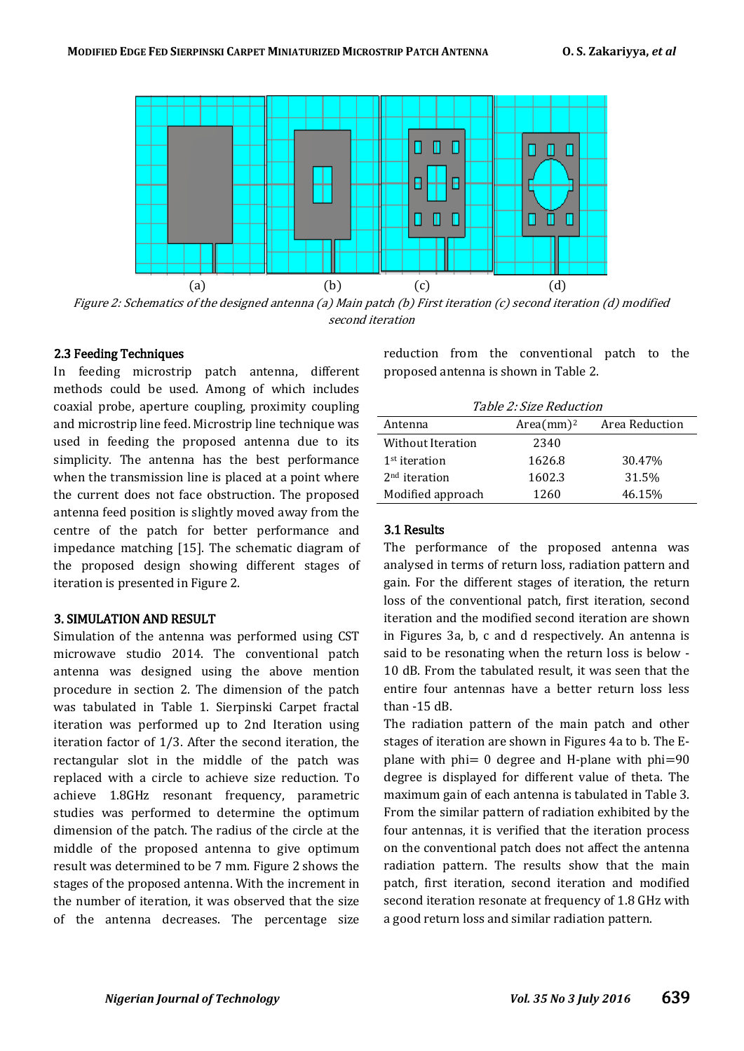(a) (b) (c) (d)

*Figure 2: Schematics of the designed antenna (a) Main patch (b) First iteration (c) second iteration (d) modified second iteration*

### 2.3 Feeding Techniques

In feeding microstrip patch antenna, different methods could be used. Among of which includes coaxial probe, aperture coupling, proximity coupling and microstrip line feed. Microstrip line technique was used in feeding the proposed antenna due to its simplicity. The antenna has the best performance when the transmission line is placed at a point where the current does not face obstruction. The proposed antenna feed position is slightly moved away from the centre of the patch for better performance and impedance matching [15]. The schematic diagram of the proposed design showing different stages of iteration is presented in Figure 2.

## 3. SIMULATION AND RESULT

Simulation of the antenna was performed using CST microwave studio 2014. The conventional patch antenna was designed using the above mention procedure in section 2. The dimension of the patch was tabulated in Table 1. Sierpinski Carpet fractal iteration was performed up to 2nd Iteration using iteration factor of 1/3. After the second iteration, the rectangular slot in the middle of the patch was replaced with a circle to achieve size reduction. To achieve 1.8GHz resonant frequency, parametric studies was performed to determine the optimum dimension of the patch. The radius of the circle at the middle of the proposed antenna to give optimum result was determined to be 7 mm. Figure 2 shows the stages of the proposed antenna. With the increment in the number of iteration, it was observed that the size of the antenna decreases. The percentage size reduction from the conventional patch to the proposed antenna is shown in Table 2.

*Table 2: Size Reduction*

| Antenna | Area(mm)$^2$ | Area Reduction |
|---|---|---|
| Without Iteration | 2340 | |
| 1$^{st}$ iteration | 1626.8 | 30.47% |
| 2$^{nd}$ iteration | 1602.3 | 31.5% |
| Modified approach | 1260 | 46.15% |

### 3.1 Results

The performance of the proposed antenna was analysed in terms of return loss, radiation pattern and gain. For the different stages of iteration, the return loss of the conventional patch, first iteration, second iteration and the modified second iteration are shown in Figures 3a, b, c and d respectively. An antenna is said to be resonating when the return loss is below -10 dB. From the tabulated result, it was seen that the entire four antennas have a better return loss less than -15 dB.

The radiation pattern of the main patch and other stages of iteration are shown in Figures 4a to b. The E-plane with phi= 0 degree and H-plane with phi=90 degree is displayed for different value of theta. The maximum gain of each antenna is tabulated in Table 3. From the similar pattern of radiation exhibited by the four antennas, it is verified that the iteration process on the conventional patch does not affect the antenna radiation pattern. The results show that the main patch, first iteration, second iteration and modified second iteration resonate at frequency of 1.8 GHz with a good return loss and similar radiation pattern.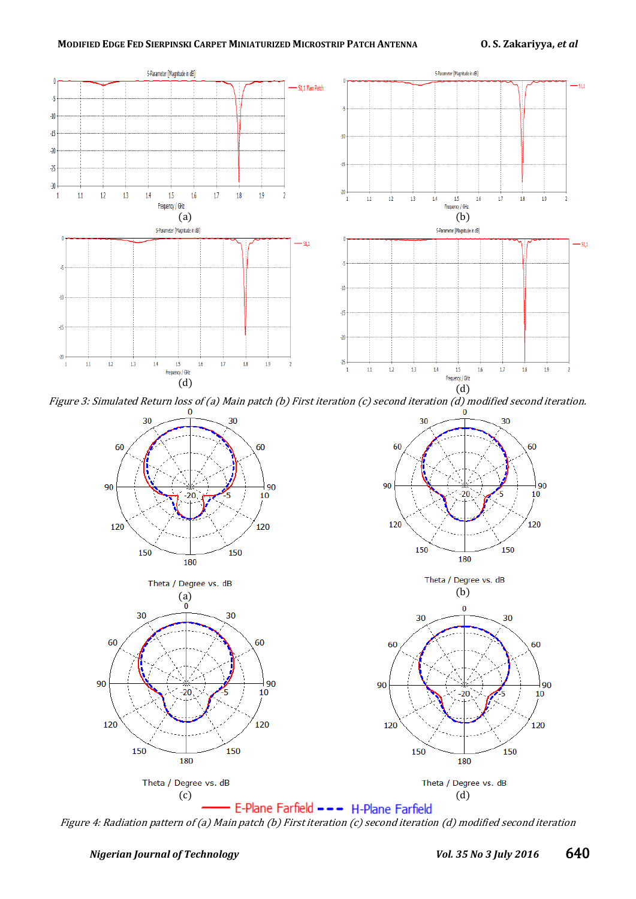Figure 3: Simulated Return loss of (a) Main patch (b) First iteration (c) second iteration (d) modified second iteration.

Figure 4: Radiation pattern of (a) Main patch (b) First iteration (c) second iteration (d) modified second iteration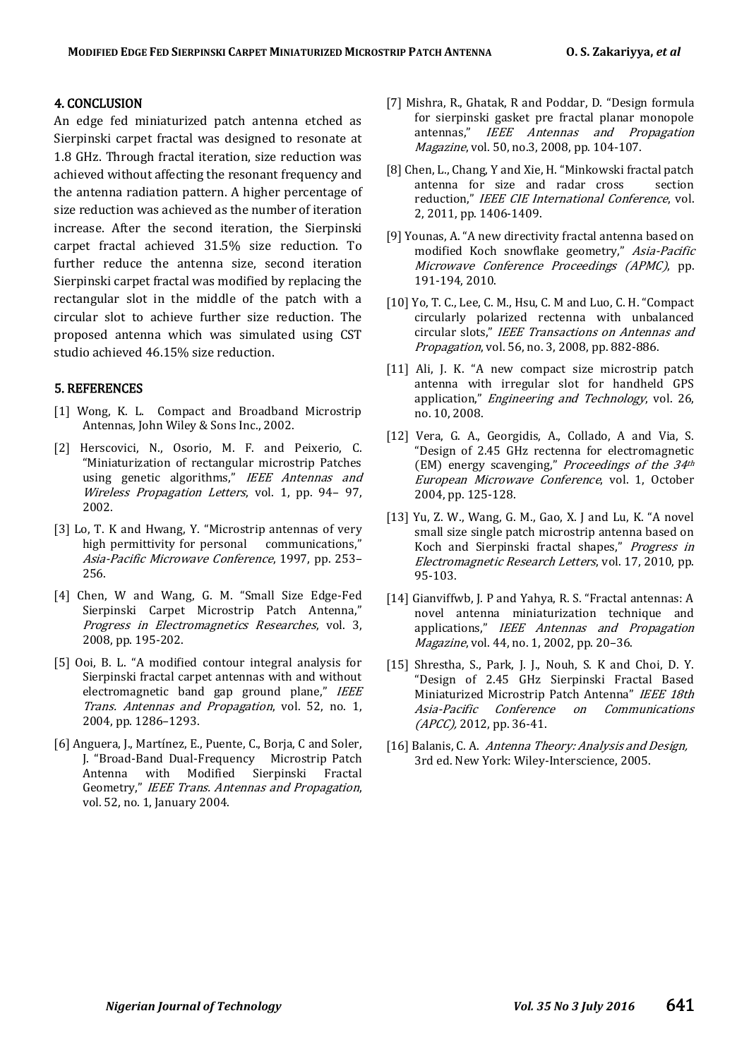## 4. CONCLUSION

An edge fed miniaturized patch antenna etched as Sierpinski carpet fractal was designed to resonate at 1.8 GHz. Through fractal iteration, size reduction was achieved without affecting the resonant frequency and the antenna radiation pattern. A higher percentage of size reduction was achieved as the number of iteration increase. After the second iteration, the Sierpinski carpet fractal achieved 31.5% size reduction. To further reduce the antenna size, second iteration Sierpinski carpet fractal was modified by replacing the rectangular slot in the middle of the patch with a circular slot to achieve further size reduction. The proposed antenna which was simulated using CST studio achieved 46.15% size reduction.

## 5. REFERENCES

[1] Wong, K. L. Compact and Broadband Microstrip Antennas, John Wiley & Sons Inc., 2002.

[2] Herscovici, N., Osorio, M. F. and Peixerio, C. "Miniaturization of rectangular microstrip Patches using genetic algorithms," *IEEE Antennas and Wireless Propagation Letters*, vol. 1, pp. 94– 97, 2002.

[3] Lo, T. K and Hwang, Y. "Microstrip antennas of very high permittivity for personal communications," *Asia-Pacific Microwave Conference*, 1997, pp. 253–256.

[4] Chen, W and Wang, G. M. "Small Size Edge-Fed Sierpinski Carpet Microstrip Patch Antenna," *Progress in Electromagnetics Researches*, vol. 3, 2008, pp. 195-202.

[5] Ooi, B. L. "A modified contour integral analysis for Sierpinski fractal carpet antennas with and without electromagnetic band gap ground plane," *IEEE Trans. Antennas and Propagation*, vol. 52, no. 1, 2004, pp. 1286–1293.

[6] Anguera, J., Martínez, E., Puente, C., Borja, C and Soler, J. "Broad-Band Dual-Frequency Microstrip Patch Antenna with Modified Sierpinski Fractal Geometry," *IEEE Trans. Antennas and Propagation*, vol. 52, no. 1, January 2004.

[7] Mishra, R., Ghatak, R and Poddar, D. "Design formula for sierpinski gasket pre fractal planar monopole antennas," *IEEE Antennas and Propagation Magazine*, vol. 50, no.3, 2008, pp. 104-107.

[8] Chen, L., Chang, Y and Xie, H. "Minkowski fractal patch antenna for size and radar cross section reduction," *IEEE CIE International Conference*, vol. 2, 2011, pp. 1406-1409.

[9] Younas, A. "A new directivity fractal antenna based on modified Koch snowflake geometry," *Asia-Pacific Microwave Conference Proceedings (APMC)*, pp. 191-194, 2010.

[10] Yo, T. C., Lee, C. M., Hsu, C. M and Luo, C. H. "Compact circularly polarized rectenna with unbalanced circular slots," *IEEE Transactions on Antennas and Propagation*, vol. 56, no. 3, 2008, pp. 882-886.

[11] Ali, J. K. "A new compact size microstrip patch antenna with irregular slot for handheld GPS application," *Engineering and Technology*, vol. 26, no. 10, 2008.

[12] Vera, G. A., Georgidis, A., Collado, A and Via, S. "Design of 2.45 GHz rectenna for electromagnetic (EM) energy scavenging," *Proceedings of the 34th European Microwave Conference*, vol. 1, October 2004, pp. 125-128.

[13] Yu, Z. W., Wang, G. M., Gao, X. J and Lu, K. "A novel small size single patch microstrip antenna based on Koch and Sierpinski fractal shapes," *Progress in Electromagnetic Research Letters*, vol. 17, 2010, pp. 95-103.

[14] Gianviffwb, J. P and Yahya, R. S. "Fractal antennas: A novel antenna miniaturization technique and applications," *IEEE Antennas and Propagation Magazine*, vol. 44, no. 1, 2002, pp. 20–36.

[15] Shrestha, S., Park, J. J., Nouh, S. K and Choi, D. Y. "Design of 2.45 GHz Sierpinski Fractal Based Miniaturized Microstrip Patch Antenna" *IEEE 18th Asia-Pacific Conference on Communications (APCC),* 2012, pp. 36-41.

[16] Balanis, C. A. *Antenna Theory: Analysis and Design,* 3rd ed. New York: Wiley-Interscience, 2005.